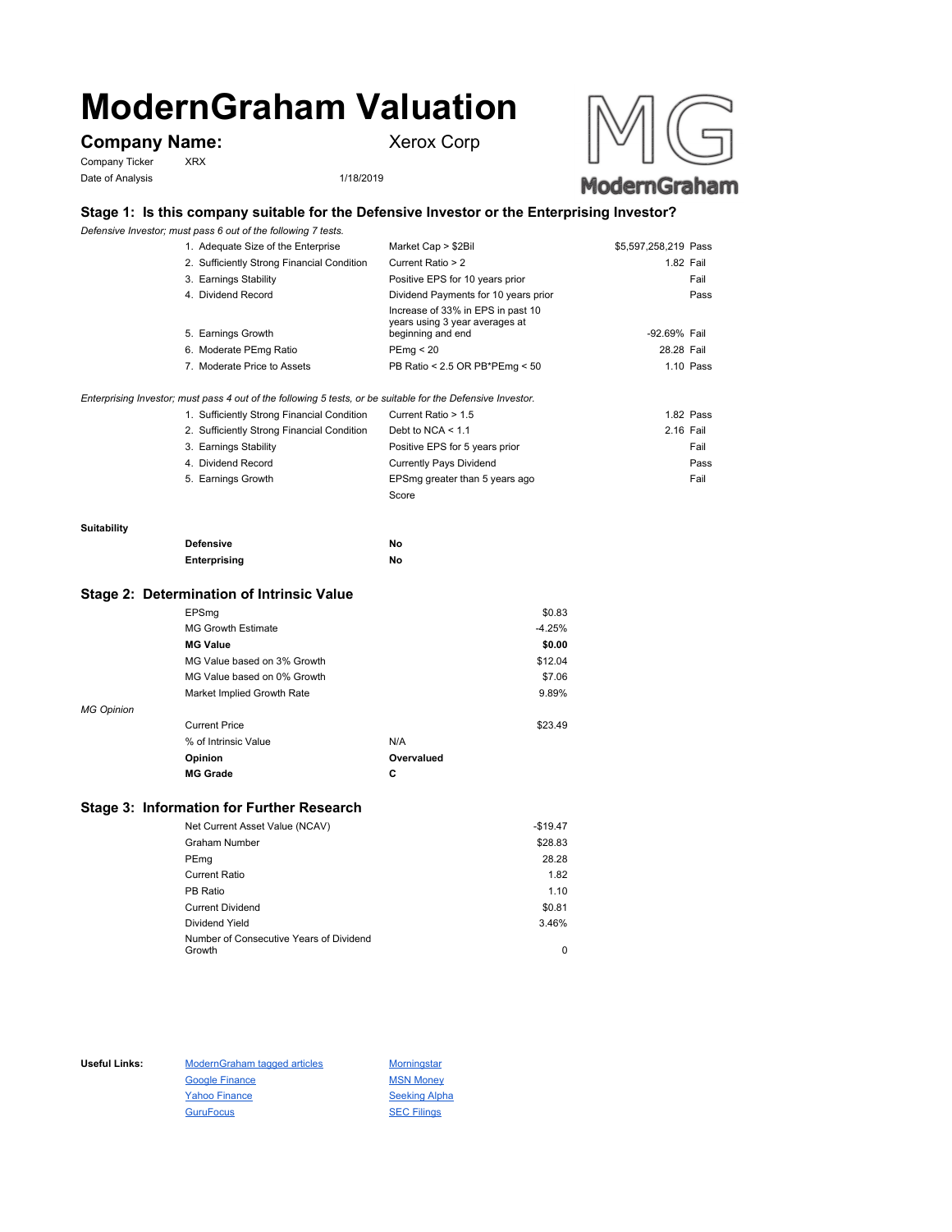# ModernGraham Valuation

## Company Name: Xerox Corp

Company Ticker XRX

Date of Analysis 1/18/2019

### Stage 1: Is this company suitable for the Defensive Investor or the Enterprising Investor?

*Defensive Investor; must pass 6 out of the following 7 tests.*

| Test | Criterion | Value | Result |
|---|---|---|---|
| 1. Adequate Size of the Enterprise | Market Cap > $2Bil | $5,597,258,219 | Pass |
| 2. Sufficiently Strong Financial Condition | Current Ratio > 2 | 1.82 | Fail |
| 3. Earnings Stability | Positive EPS for 10 years prior | | Fail |
| 4. Dividend Record | Dividend Payments for 10 years prior | | Pass |
| 5. Earnings Growth | Increase of 33% in EPS in past 10 years using 3 year averages at beginning and end | -92.69% | Fail |
| 6. Moderate PEmg Ratio | PEmg < 20 | 28.28 | Fail |
| 7. Moderate Price to Assets | PB Ratio < 2.5 OR PB*PEmg < 50 | 1.10 | Pass |

*Enterprising Investor; must pass 4 out of the following 5 tests, or be suitable for the Defensive Investor.*

| Test | Criterion | Value | Result |
|---|---|---|---|
| 1. Sufficiently Strong Financial Condition | Current Ratio > 1.5 | 1.82 | Pass |
| 2. Sufficiently Strong Financial Condition | Debt to NCA < 1.1 | 2.16 | Fail |
| 3. Earnings Stability | Positive EPS for 5 years prior | | Fail |
| 4. Dividend Record | Currently Pays Dividend | | Pass |
| 5. Earnings Growth | EPSmg greater than 5 years ago | | Fail |
| | Score | | |

**Suitability**

| | |
|---|---|
| **Defensive** | **No** |
| **Enterprising** | **No** |

### Stage 2: Determination of Intrinsic Value

| | |
|---|---|
| EPSmg | $0.83 |
| MG Growth Estimate | -4.25% |
| **MG Value** | **$0.00** |
| MG Value based on 3% Growth | $12.04 |
| MG Value based on 0% Growth | $7.06 |
| Market Implied Growth Rate | 9.89% |

*MG Opinion*

| | | |
|---|---|---|
| Current Price | | $23.49 |
| % of Intrinsic Value | N/A | |
| **Opinion** | **Overvalued** | |
| **MG Grade** | **C** | |

### Stage 3: Information for Further Research

| | |
|---|---|
| Net Current Asset Value (NCAV) | -$19.47 |
| Graham Number | $28.83 |
| PEmg | 28.28 |
| Current Ratio | 1.82 |
| PB Ratio | 1.10 |
| Current Dividend | $0.81 |
| Dividend Yield | 3.46% |
| Number of Consecutive Years of Dividend Growth | 0 |

**Useful Links:**

- ModernGraham tagged articles
- Google Finance
- Yahoo Finance
- GuruFocus
- Morningstar
- MSN Money
- Seeking Alpha
- SEC Filings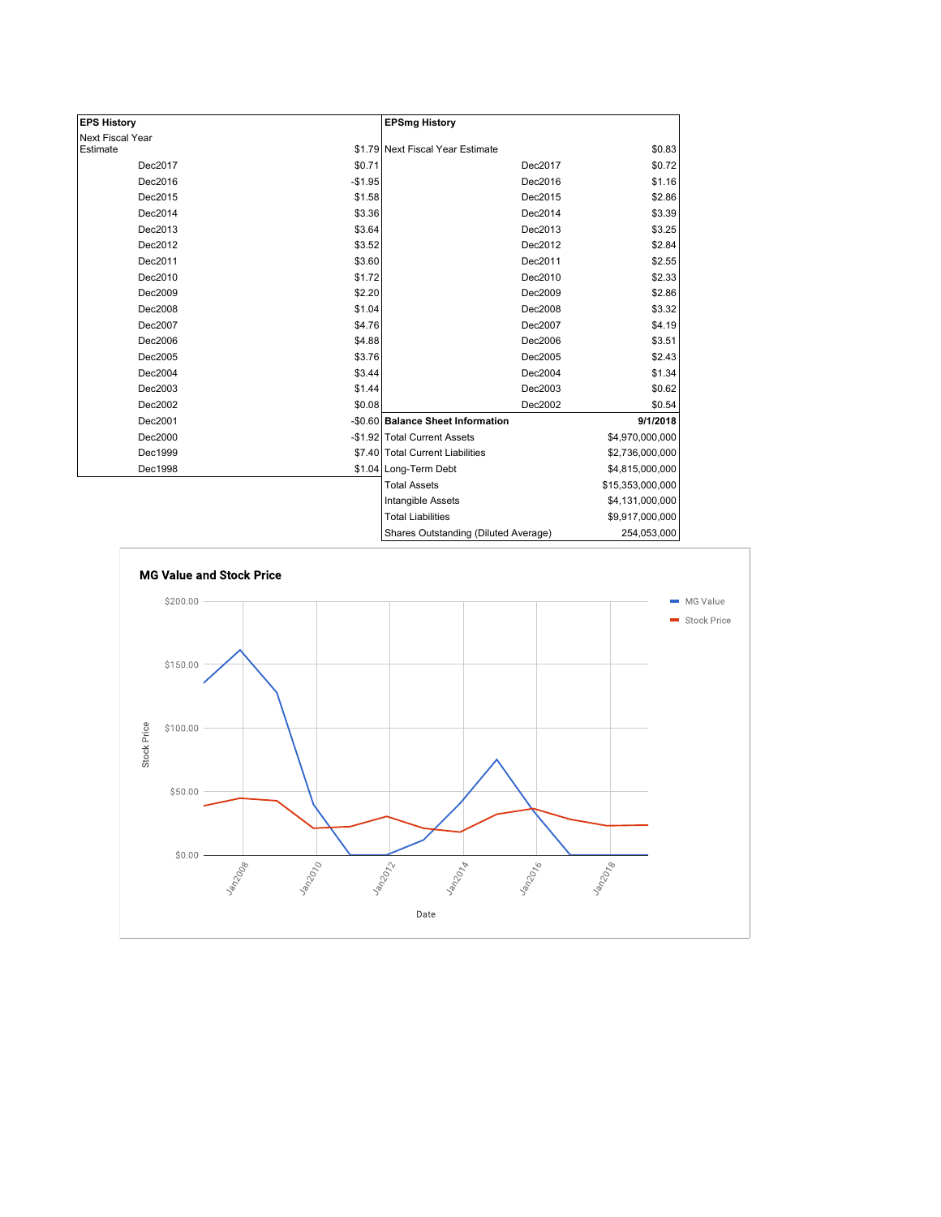| EPS History | |
|---|---|
| Next Fiscal Year Estimate | $1.79 |
| Dec2017 | $0.71 |
| Dec2016 | -$1.95 |
| Dec2015 | $1.58 |
| Dec2014 | $3.36 |
| Dec2013 | $3.64 |
| Dec2012 | $3.52 |
| Dec2011 | $3.60 |
| Dec2010 | $1.72 |
| Dec2009 | $2.20 |
| Dec2008 | $1.04 |
| Dec2007 | $4.76 |
| Dec2006 | $4.88 |
| Dec2005 | $3.76 |
| Dec2004 | $3.44 |
| Dec2003 | $1.44 |
| Dec2002 | $0.08 |
| Dec2001 | -$0.60 |
| Dec2000 | -$1.92 |
| Dec1999 | $7.40 |
| Dec1998 | $1.04 |

| EPSmg History | |
|---|---|
| Next Fiscal Year Estimate | $0.83 |
| Dec2017 | $0.72 |
| Dec2016 | $1.16 |
| Dec2015 | $2.86 |
| Dec2014 | $3.39 |
| Dec2013 | $3.25 |
| Dec2012 | $2.84 |
| Dec2011 | $2.55 |
| Dec2010 | $2.33 |
| Dec2009 | $2.86 |
| Dec2008 | $3.32 |
| Dec2007 | $4.19 |
| Dec2006 | $3.51 |
| Dec2005 | $2.43 |
| Dec2004 | $1.34 |
| Dec2003 | $0.62 |
| Dec2002 | $0.54 |

| Balance Sheet Information | 9/1/2018 |
|---|---|
| Total Current Assets | $4,970,000,000 |
| Total Current Liabilities | $2,736,000,000 |
| Long-Term Debt | $4,815,000,000 |
| Total Assets | $15,353,000,000 |
| Intangible Assets | $4,131,000,000 |
| Total Liabilities | $9,917,000,000 |
| Shares Outstanding (Diluted Average) | 254,053,000 |

**MG Value and Stock Price**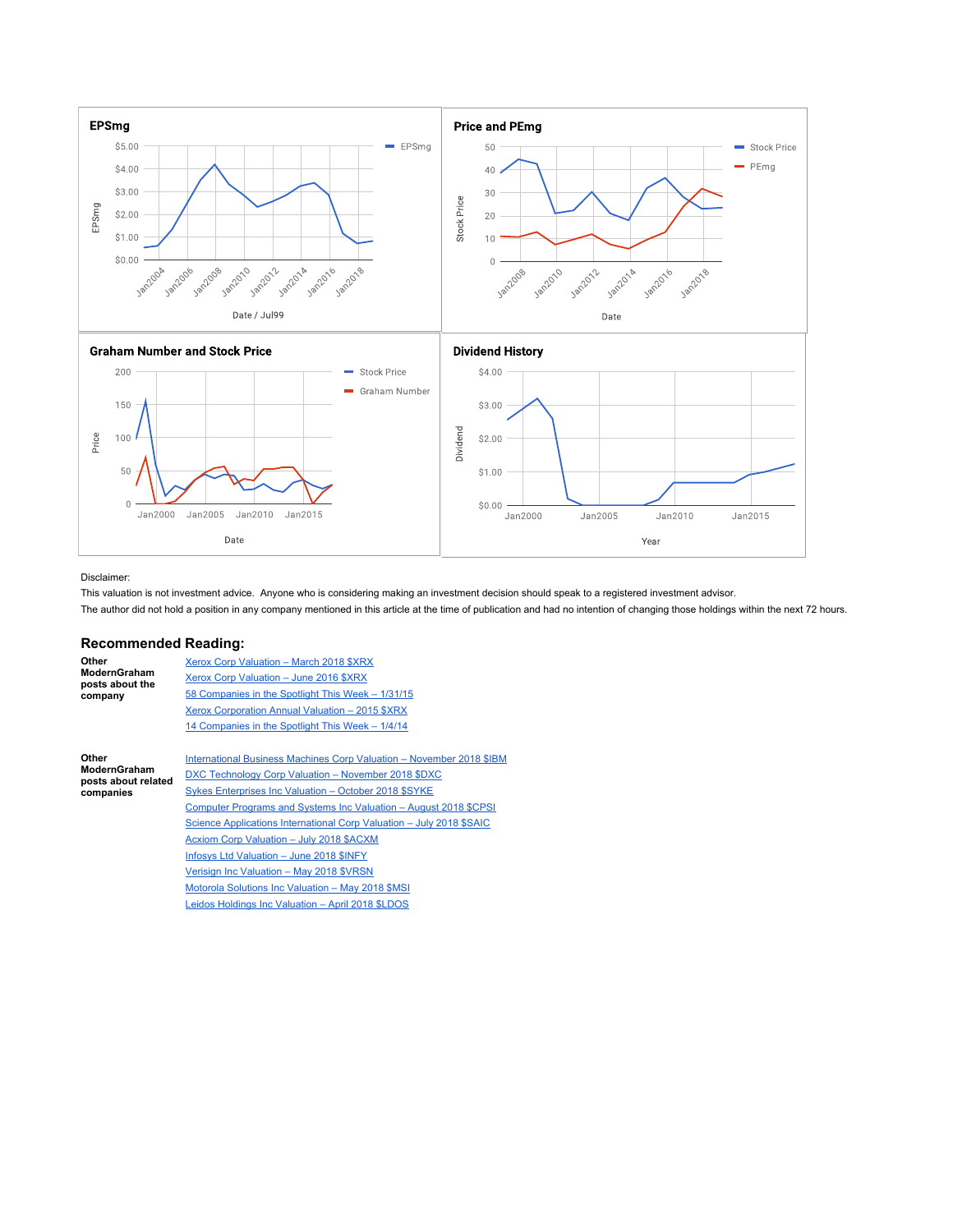## EPSmg

$5.00
$4.00
$3.00
$2.00
$1.00
$0.00

EPSmg

Jan2004 Jan2006 Jan2008 Jan2010 Jan2012 Jan2014 Jan2016 Jan2018

Date / Jul99

EPSmg

## Price and PEmg

50
40
30
20
10
0

Stock Price

Jan2008 Jan2010 Jan2012 Jan2014 Jan2016 Jan2018

Date

Stock Price
PEmg

## Graham Number and Stock Price

200
150
100
50
0

Price

Jan2000 Jan2005 Jan2010 Jan2015

Date

Stock Price
Graham Number

## Dividend History

$4.00
$3.00
$2.00
$1.00
$0.00

Dividend

Jan2000 Jan2005 Jan2010 Jan2015

Year

Disclaimer:

This valuation is not investment advice. Anyone who is considering making an investment decision should speak to a registered investment advisor.

The author did not hold a position in any company mentioned in this article at the time of publication and had no intention of changing those holdings within the next 72 hours.

## Recommended Reading:

**Other ModernGraham posts about the company**

- Xerox Corp Valuation – March 2018 $XRX
- Xerox Corp Valuation – June 2016 $XRX
- 58 Companies in the Spotlight This Week – 1/31/15
- Xerox Corporation Annual Valuation – 2015 $XRX
- 14 Companies in the Spotlight This Week – 1/4/14

**Other ModernGraham posts about related companies**

- International Business Machines Corp Valuation – November 2018 $IBM
- DXC Technology Corp Valuation – November 2018 $DXC
- Sykes Enterprises Inc Valuation – October 2018 $SYKE
- Computer Programs and Systems Inc Valuation – August 2018 $CPSI
- Science Applications International Corp Valuation – July 2018 $SAIC
- Acxiom Corp Valuation – July 2018 $ACXM
- Infosys Ltd Valuation – June 2018 $INFY
- Verisign Inc Valuation – May 2018 $VRSN
- Motorola Solutions Inc Valuation – May 2018 $MSI
- Leidos Holdings Inc Valuation – April 2018 $LDOS